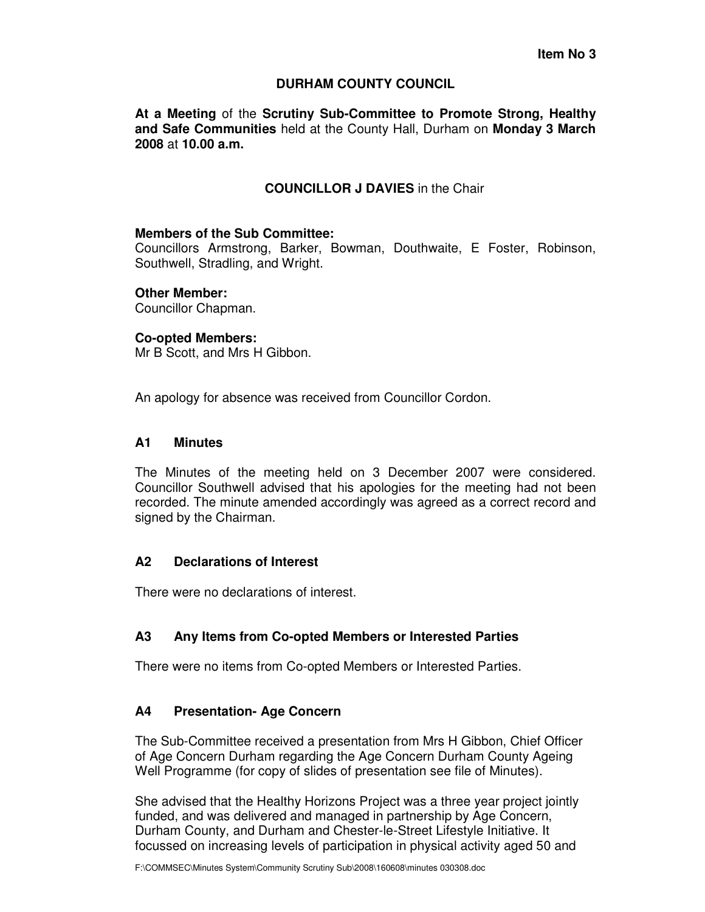**Item No 3**

# DURHAM COUNTY COUNCIL

**At a Meeting** of the **Scrutiny Sub-Committee to Promote Strong, Healthy and Safe Communities** held at the County Hall, Durham on **Monday 3 March 2008** at **10.00 a.m.**

**COUNCILLOR J DAVIES** in the Chair

**Members of the Sub Committee:**
Councillors Armstrong, Barker, Bowman, Douthwaite, E Foster, Robinson, Southwell, Stradling, and Wright.

**Other Member:**
Councillor Chapman.

**Co-opted Members:**
Mr B Scott, and Mrs H Gibbon.

An apology for absence was received from Councillor Cordon.

## A1 Minutes

The Minutes of the meeting held on 3 December 2007 were considered. Councillor Southwell advised that his apologies for the meeting had not been recorded. The minute amended accordingly was agreed as a correct record and signed by the Chairman.

## A2 Declarations of Interest

There were no declarations of interest.

## A3 Any Items from Co-opted Members or Interested Parties

There were no items from Co-opted Members or Interested Parties.

## A4 Presentation- Age Concern

The Sub-Committee received a presentation from Mrs H Gibbon, Chief Officer of Age Concern Durham regarding the Age Concern Durham County Ageing Well Programme (for copy of slides of presentation see file of Minutes).

She advised that the Healthy Horizons Project was a three year project jointly funded, and was delivered and managed in partnership by Age Concern, Durham County, and Durham and Chester-le-Street Lifestyle Initiative. It focussed on increasing levels of participation in physical activity aged 50 and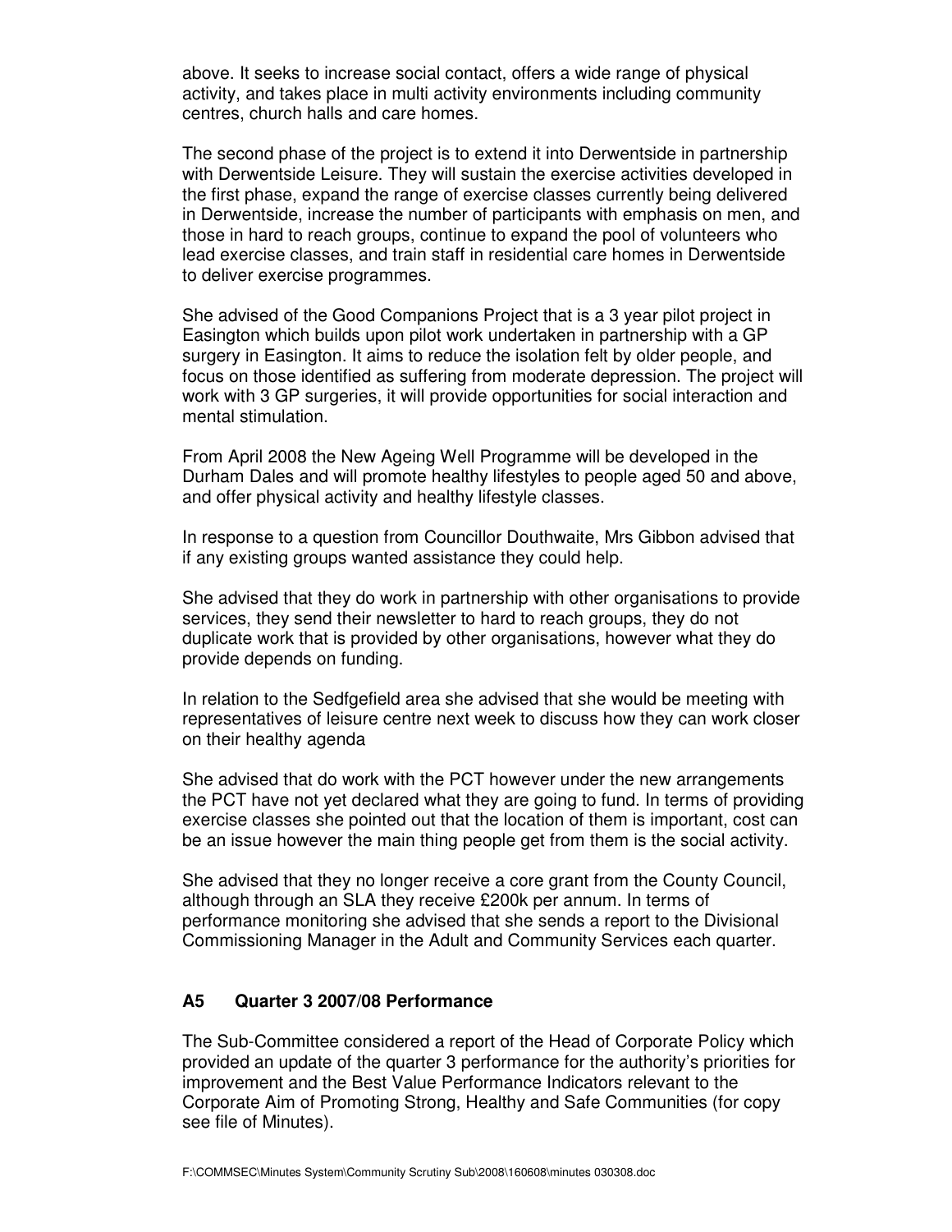above. It seeks to increase social contact, offers a wide range of physical activity, and takes place in multi activity environments including community centres, church halls and care homes.

The second phase of the project is to extend it into Derwentside in partnership with Derwentside Leisure. They will sustain the exercise activities developed in the first phase, expand the range of exercise classes currently being delivered in Derwentside, increase the number of participants with emphasis on men, and those in hard to reach groups, continue to expand the pool of volunteers who lead exercise classes, and train staff in residential care homes in Derwentside to deliver exercise programmes.

She advised of the Good Companions Project that is a 3 year pilot project in Easington which builds upon pilot work undertaken in partnership with a GP surgery in Easington. It aims to reduce the isolation felt by older people, and focus on those identified as suffering from moderate depression. The project will work with 3 GP surgeries, it will provide opportunities for social interaction and mental stimulation.

From April 2008 the New Ageing Well Programme will be developed in the Durham Dales and will promote healthy lifestyles to people aged 50 and above, and offer physical activity and healthy lifestyle classes.

In response to a question from Councillor Douthwaite, Mrs Gibbon advised that if any existing groups wanted assistance they could help.

She advised that they do work in partnership with other organisations to provide services, they send their newsletter to hard to reach groups, they do not duplicate work that is provided by other organisations, however what they do provide depends on funding.

In relation to the Sedfgefield area she advised that she would be meeting with representatives of leisure centre next week to discuss how they can work closer on their healthy agenda

She advised that do work with the PCT however under the new arrangements the PCT have not yet declared what they are going to fund. In terms of providing exercise classes she pointed out that the location of them is important, cost can be an issue however the main thing people get from them is the social activity.

She advised that they no longer receive a core grant from the County Council, although through an SLA they receive £200k per annum. In terms of performance monitoring she advised that she sends a report to the Divisional Commissioning Manager in the Adult and Community Services each quarter.

## A5 Quarter 3 2007/08 Performance

The Sub-Committee considered a report of the Head of Corporate Policy which provided an update of the quarter 3 performance for the authority's priorities for improvement and the Best Value Performance Indicators relevant to the Corporate Aim of Promoting Strong, Healthy and Safe Communities (for copy see file of Minutes).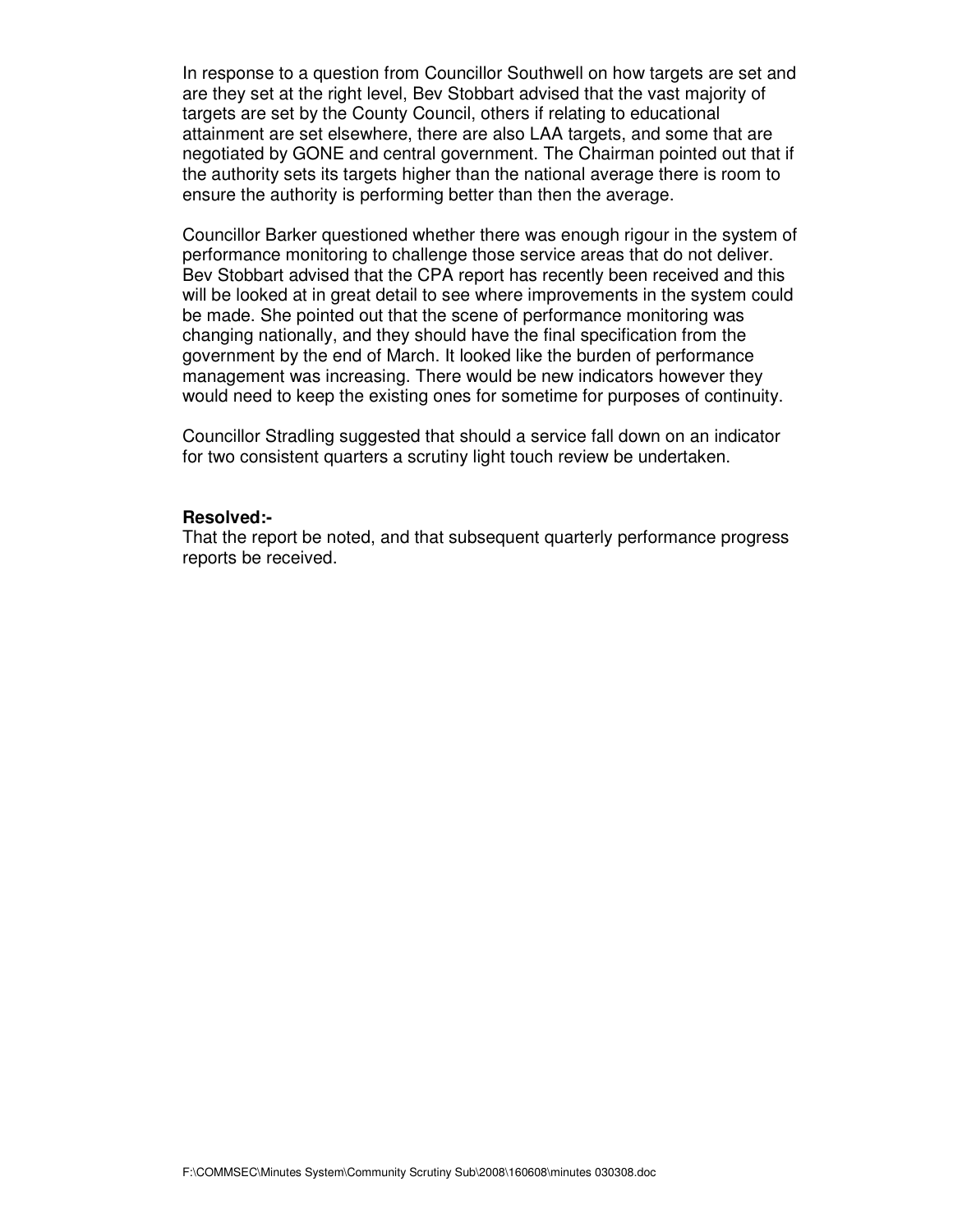In response to a question from Councillor Southwell on how targets are set and are they set at the right level, Bev Stobbart advised that the vast majority of targets are set by the County Council, others if relating to educational attainment are set elsewhere, there are also LAA targets, and some that are negotiated by GONE and central government. The Chairman pointed out that if the authority sets its targets higher than the national average there is room to ensure the authority is performing better than then the average.

Councillor Barker questioned whether there was enough rigour in the system of performance monitoring to challenge those service areas that do not deliver. Bev Stobbart advised that the CPA report has recently been received and this will be looked at in great detail to see where improvements in the system could be made. She pointed out that the scene of performance monitoring was changing nationally, and they should have the final specification from the government by the end of March. It looked like the burden of performance management was increasing. There would be new indicators however they would need to keep the existing ones for sometime for purposes of continuity.

Councillor Stradling suggested that should a service fall down on an indicator for two consistent quarters a scrutiny light touch review be undertaken.

**Resolved:-**
That the report be noted, and that subsequent quarterly performance progress reports be received.